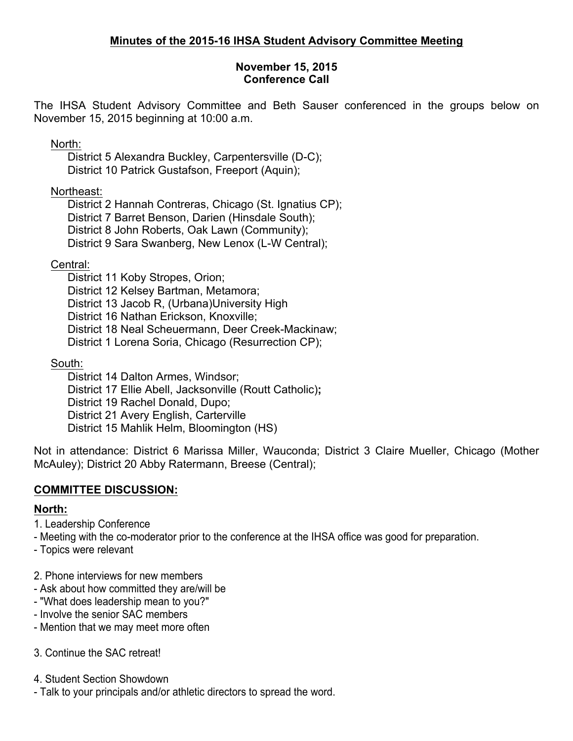**Minutes of the 2015-16 IHSA Student Advisory Committee Meeting**

**November 15, 2015**
**Conference Call**

The IHSA Student Advisory Committee and Beth Sauser conferenced in the groups below on November 15, 2015 beginning at 10:00 a.m.

North:
- District 5 Alexandra Buckley, Carpentersville (D-C);
- District 10 Patrick Gustafson, Freeport (Aquin);

Northeast:
- District 2 Hannah Contreras, Chicago (St. Ignatius CP);
- District 7 Barret Benson, Darien (Hinsdale South);
- District 8 John Roberts, Oak Lawn (Community);
- District 9 Sara Swanberg, New Lenox (L-W Central);

Central:
- District 11 Koby Stropes, Orion;
- District 12 Kelsey Bartman, Metamora;
- District 13 Jacob R, (Urbana)University High
- District 16 Nathan Erickson, Knoxville;
- District 18 Neal Scheuermann, Deer Creek-Mackinaw;
- District 1 Lorena Soria, Chicago (Resurrection CP);

South:
- District 14 Dalton Armes, Windsor;
- District 17 Ellie Abell, Jacksonville (Routt Catholic);
- District 19 Rachel Donald, Dupo;
- District 21 Avery English, Carterville
- District 15 Mahlik Helm, Bloomington (HS)

Not in attendance: District 6 Marissa Miller, Wauconda; District 3 Claire Mueller, Chicago (Mother McAuley); District 20 Abby Ratermann, Breese (Central);

## COMMITTEE DISCUSSION:

### North:

1. Leadership Conference
- Meeting with the co-moderator prior to the conference at the IHSA office was good for preparation.
- Topics were relevant

2. Phone interviews for new members
- Ask about how committed they are/will be
- "What does leadership mean to you?"
- Involve the senior SAC members
- Mention that we may meet more often

3. Continue the SAC retreat!

4. Student Section Showdown
- Talk to your principals and/or athletic directors to spread the word.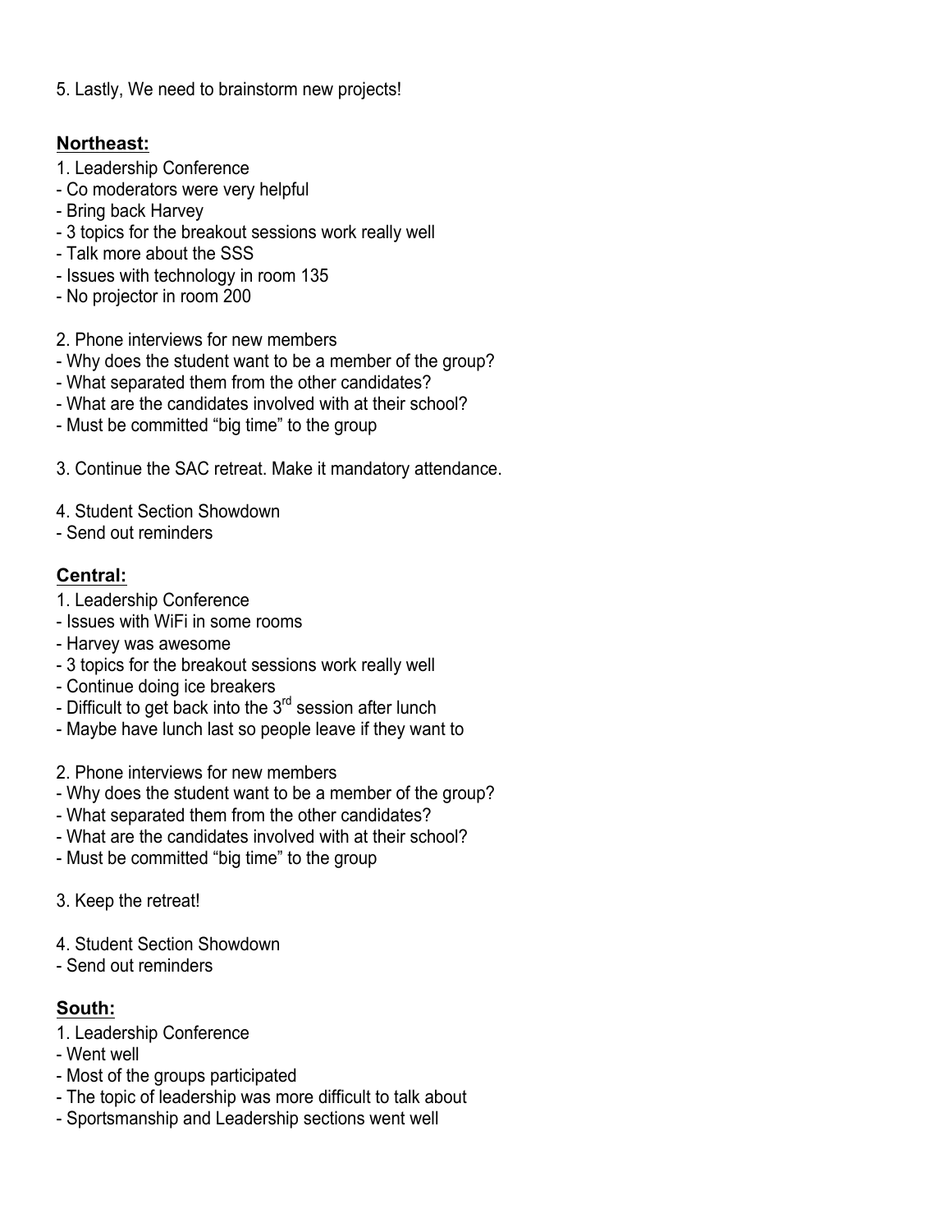5. Lastly, We need to brainstorm new projects!

**Northeast:**

1. Leadership Conference
- Co moderators were very helpful
- Bring back Harvey
- 3 topics for the breakout sessions work really well
- Talk more about the SSS
- Issues with technology in room 135
- No projector in room 200

2. Phone interviews for new members
- Why does the student want to be a member of the group?
- What separated them from the other candidates?
- What are the candidates involved with at their school?
- Must be committed "big time" to the group

3. Continue the SAC retreat. Make it mandatory attendance.

4. Student Section Showdown
- Send out reminders

**Central:**

1. Leadership Conference
- Issues with WiFi in some rooms
- Harvey was awesome
- 3 topics for the breakout sessions work really well
- Continue doing ice breakers
- Difficult to get back into the 3rd session after lunch
- Maybe have lunch last so people leave if they want to

2. Phone interviews for new members
- Why does the student want to be a member of the group?
- What separated them from the other candidates?
- What are the candidates involved with at their school?
- Must be committed "big time" to the group

3. Keep the retreat!

4. Student Section Showdown
- Send out reminders

**South:**

1. Leadership Conference
- Went well
- Most of the groups participated
- The topic of leadership was more difficult to talk about
- Sportsmanship and Leadership sections went well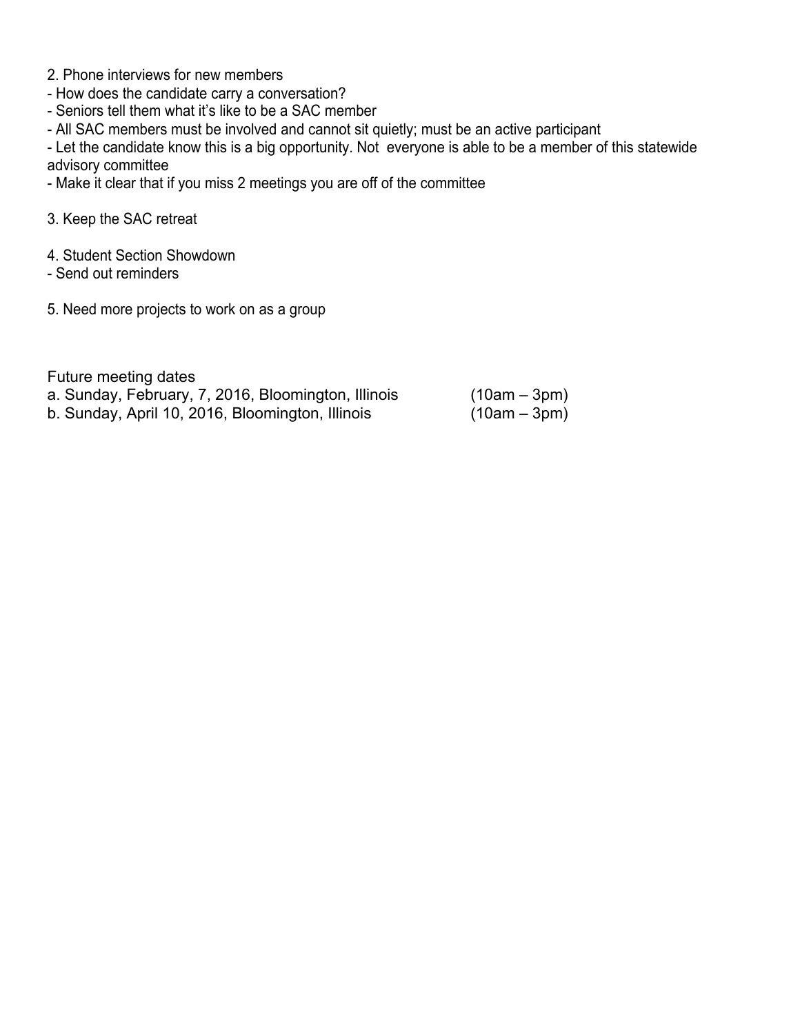2. Phone interviews for new members
- How does the candidate carry a conversation?
- Seniors tell them what it's like to be a SAC member
- All SAC members must be involved and cannot sit quietly; must be an active participant
- Let the candidate know this is a big opportunity. Not everyone is able to be a member of this statewide advisory committee
- Make it clear that if you miss 2 meetings you are off of the committee

3. Keep the SAC retreat

4. Student Section Showdown
- Send out reminders

5. Need more projects to work on as a group

Future meeting dates

a. Sunday, February, 7, 2016, Bloomington, Illinois (10am – 3pm)

b. Sunday, April 10, 2016, Bloomington, Illinois (10am – 3pm)